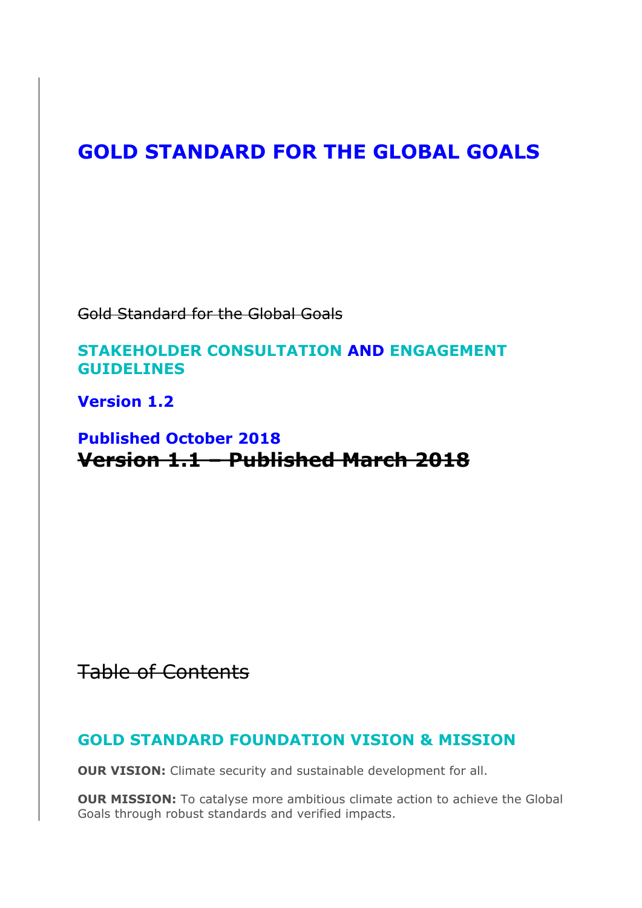# GOLD STANDARD FOR THE GLOBAL GOALS

~~Gold Standard for the Global Goals~~

## STAKEHOLDER CONSULTATION AND ENGAGEMENT GUIDELINES

**Version 1.2**

**Published October 2018**

~~**Version 1.1 – Published March 2018**~~

~~Table of Contents~~

## GOLD STANDARD FOUNDATION VISION & MISSION

**OUR VISION:** Climate security and sustainable development for all.

**OUR MISSION:** To catalyse more ambitious climate action to achieve the Global Goals through robust standards and verified impacts.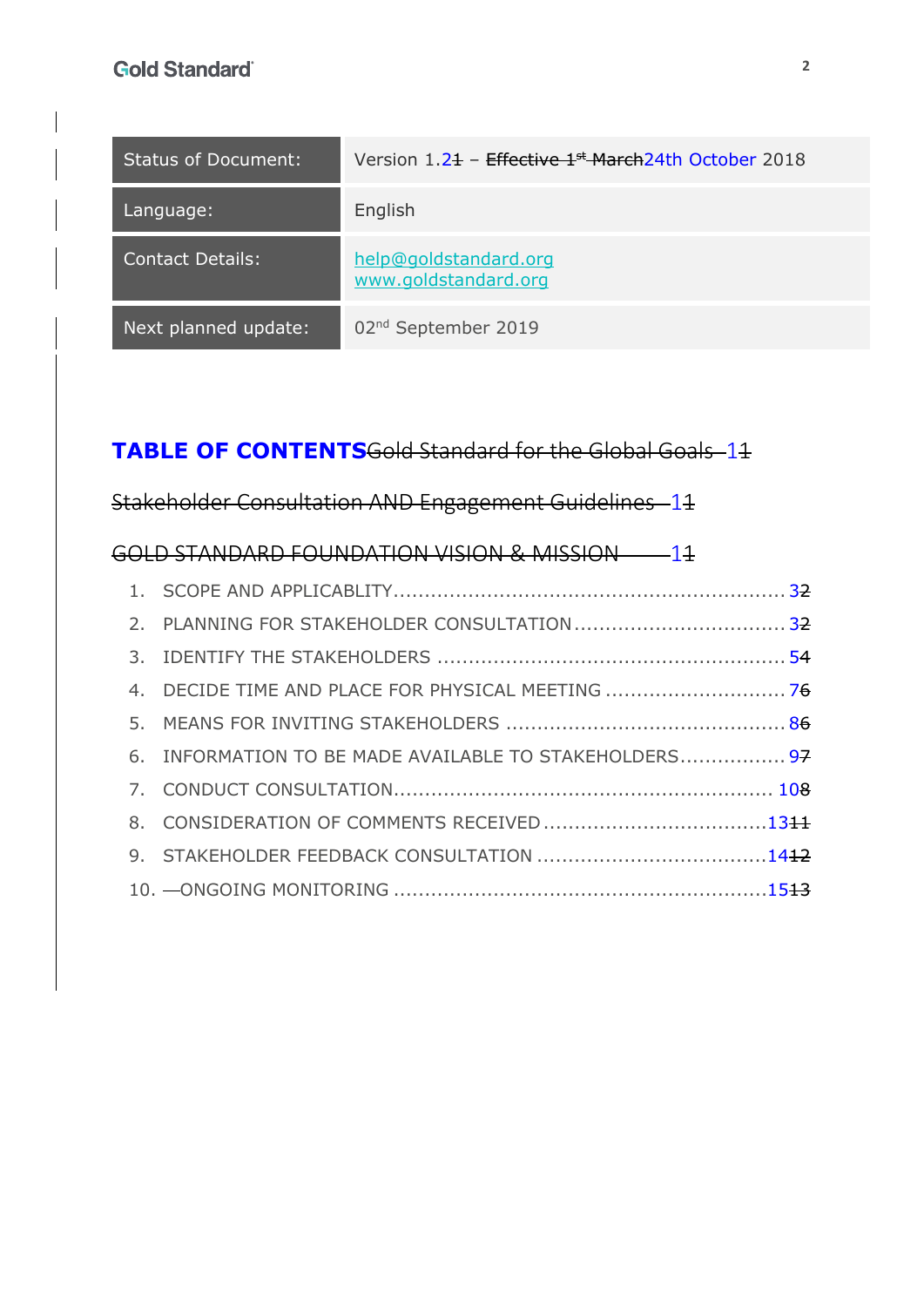| Status of Document: | Version 1.21 – Effective 1st March24th October 2018 |
| --- | --- |
| Language: | English |
| Contact Details: | help@goldstandard.org<br>www.goldstandard.org |
| Next planned update: | 02nd September 2019 |

## TABLE OF CONTENTS

~~Gold Standard for the Global Goals~~ 11

~~Stakeholder Consultation AND Engagement Guidelines~~ 11

~~GOLD STANDARD FOUNDATION VISION & MISSION~~ 11

1. SCOPE AND APPLICABLITY .......... 32
2. PLANNING FOR STAKEHOLDER CONSULTATION .......... 32
3. IDENTIFY THE STAKEHOLDERS .......... 54
4. DECIDE TIME AND PLACE FOR PHYSICAL MEETING .......... 76
5. MEANS FOR INVITING STAKEHOLDERS .......... 86
6. INFORMATION TO BE MADE AVAILABLE TO STAKEHOLDERS .......... 97
7. CONDUCT CONSULTATION .......... 108
8. CONSIDERATION OF COMMENTS RECEIVED .......... 1311
9. STAKEHOLDER FEEDBACK CONSULTATION .......... 1412
10. —ONGOING MONITORING .......... 1513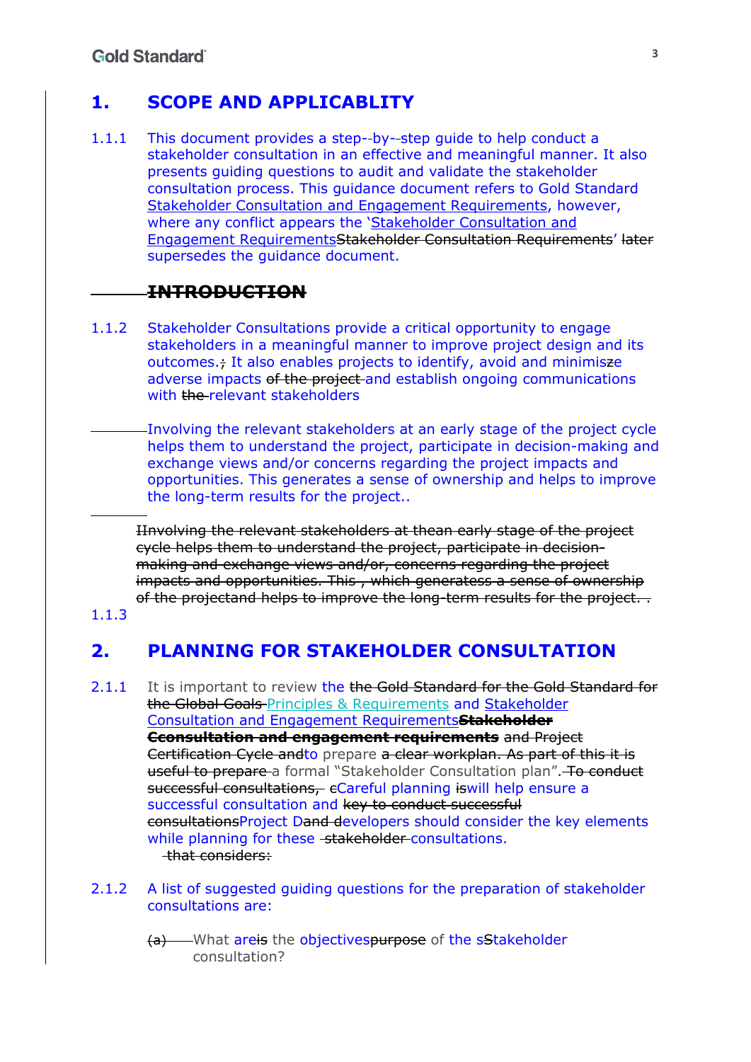# 1. SCOPE AND APPLICABLITY

1.1.1 This document provides a step--by--step guide to help conduct a stakeholder consultation in an effective and meaningful manner. It also presents guiding questions to audit and validate the stakeholder consultation process. This guidance document refers to Gold Standard Stakeholder Consultation and Engagement Requirements, however, where any conflict appears the 'Stakeholder Consultation and Engagement Requirements~~Stakeholder Consultation Requirements~~' ~~later~~ supersedes the guidance document.

## ~~INTRODUCTION~~

1.1.2 Stakeholder Consultations provide a critical opportunity to engage stakeholders in a meaningful manner to improve project design and its outcomes.~~;~~ It also enables projects to identify, avoid and minimis~~z~~e adverse impacts ~~of the project~~ and establish ongoing communications with ~~the~~ relevant stakeholders

Involving the relevant stakeholders at an early stage of the project cycle helps them to understand the project, participate in decision-making and exchange views and/or concerns regarding the project impacts and opportunities. This generates a sense of ownership and helps to improve the long-term results for the project..

~~IInvolving the relevant stakeholders at thean early stage of the project cycle helps them to understand the project, participate in decision-making and exchange views and/or, concerns regarding the project impacts and opportunities. This , which generatess a sense of ownership of the projectand helps to improve the long-term results for the project. .~~

1.1.3

# 2. PLANNING FOR STAKEHOLDER CONSULTATION

2.1.1 It is important to review the ~~the Gold Standard for the Gold Standard for the Global Goals~~ Principles & Requirements and Stakeholder Consultation and Engagement Requirements~~**Stakeholder Cconsultation and engagement requirements**~~ ~~and Project Certification Cycle and~~to prepare ~~a clear workplan. As part of this it is useful to prepare~~ a formal "Stakeholder Consultation plan".~~ To conduct successful consultations,~~ ~~c~~Careful planning ~~is~~will help ensure a successful consultation and ~~key to conduct successful consultations~~Project D~~and d~~evelopers should consider the key elements while planning for these ~~stakeholder~~ consultations. ~~that considers:~~

2.1.2 A list of suggested guiding questions for the preparation of stakeholder consultations are:

~~(a)~~ What are~~is~~ the objectives~~purpose~~ of the s~~S~~takeholder consultation?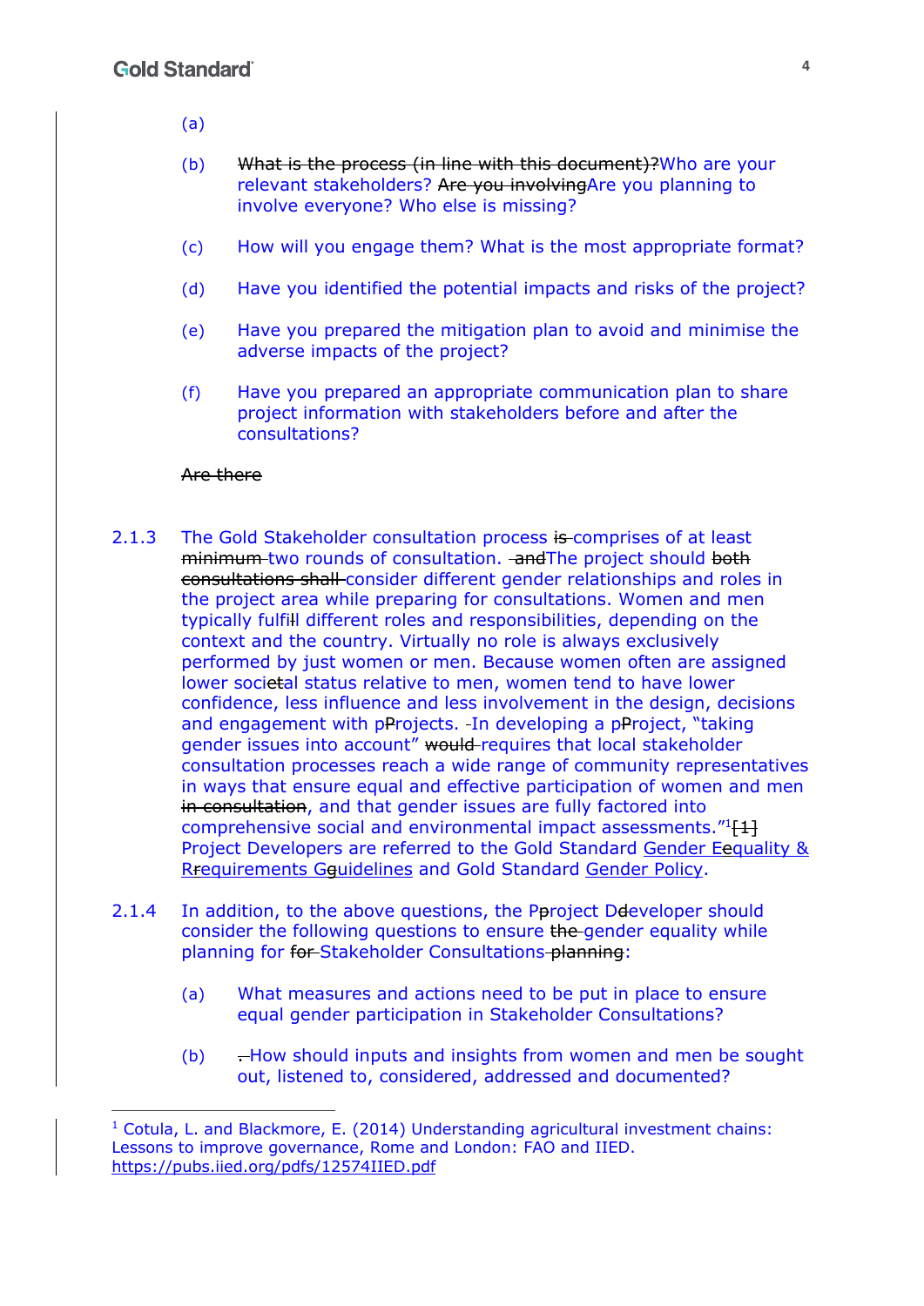(a)

(b) ~~What is the process (in line with this document)?~~Who are your relevant stakeholders? ~~Are you involving~~Are you planning to involve everyone? Who else is missing?

(c) How will you engage them? What is the most appropriate format?

(d) Have you identified the potential impacts and risks of the project?

(e) Have you prepared the mitigation plan to avoid and minimise the adverse impacts of the project?

(f) Have you prepared an appropriate communication plan to share project information with stakeholders before and after the consultations?

~~Are there~~

2.1.3 The Gold Stakeholder consultation process ~~is~~ comprises of at least ~~minimum~~ two rounds of consultation. ~~and~~The project should ~~both consultations shall~~ consider different gender relationships and roles in the project area while preparing for consultations. Women and men typically fulfi~~l~~l different roles and responsibilities, depending on the context and the country. Virtually no role is always exclusively performed by just women or men. Because women often are assigned lower soci~~et~~al status relative to men, women tend to have lower confidence, less influence and less involvement in the design, decisions and engagement with p~~P~~rojects. In developing a p~~P~~roject, "taking gender issues into account" ~~would~~ requires that local stakeholder consultation processes reach a wide range of community representatives in ways that ensure equal and effective participation of women and men ~~in consultation~~, and that gender issues are fully factored into comprehensive social and environmental impact assessments."[1]~~[1]~~ Project Developers are referred to the Gold Standard Gender E~~e~~quality & R~~r~~equirements G~~g~~uidelines and Gold Standard Gender Policy.

2.1.4 In addition, to the above questions, the P~~p~~roject D~~d~~eveloper should consider the following questions to ensure ~~the~~ gender equality while planning for ~~for~~ Stakeholder Consultations ~~planning~~:

(a) What measures and actions need to be put in place to ensure equal gender participation in Stakeholder Consultations?

(b) ~~.~~How should inputs and insights from women and men be sought out, listened to, considered, addressed and documented?

---

[1] Cotula, L. and Blackmore, E. (2014) Understanding agricultural investment chains: Lessons to improve governance, Rome and London: FAO and IIED. https://pubs.iied.org/pdfs/12574IIED.pdf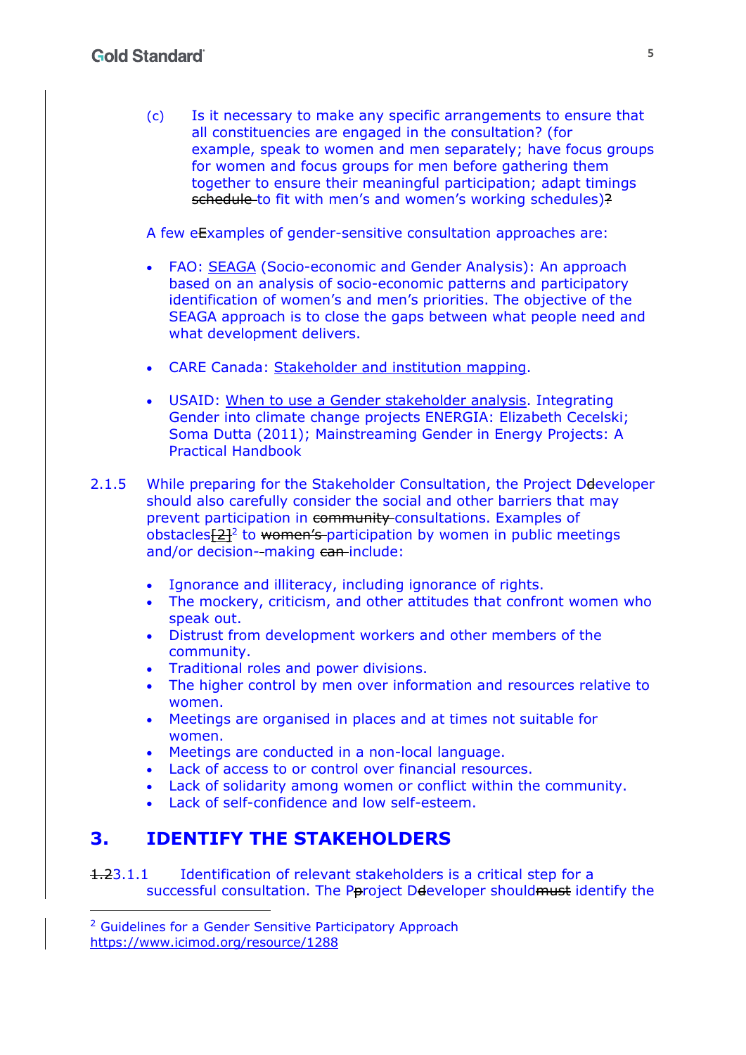(c) Is it necessary to make any specific arrangements to ensure that all constituencies are engaged in the consultation? (for example, speak to women and men separately; have focus groups for women and focus groups for men before gathering them together to ensure their meaningful participation; adapt timings ~~schedule~~ to fit with men's and women's working schedules)~~?~~

A few e~~E~~xamples of gender-sensitive consultation approaches are:

- FAO: SEAGA (Socio-economic and Gender Analysis): An approach based on an analysis of socio-economic patterns and participatory identification of women's and men's priorities. The objective of the SEAGA approach is to close the gaps between what people need and what development delivers.
- CARE Canada: Stakeholder and institution mapping.
- USAID: When to use a Gender stakeholder analysis. Integrating Gender into climate change projects ENERGIA: Elizabeth Cecelski; Soma Dutta (2011); Mainstreaming Gender in Energy Projects: A Practical Handbook

2.1.5 While preparing for the Stakeholder Consultation, the Project D~~d~~eveloper should also carefully consider the social and other barriers that may prevent participation in ~~community~~ consultations. Examples of obstacles~~[2]~~[2] to ~~women's~~ participation by women in public meetings and/or decision-making ~~can~~ include:

- Ignorance and illiteracy, including ignorance of rights.
- The mockery, criticism, and other attitudes that confront women who speak out.
- Distrust from development workers and other members of the community.
- Traditional roles and power divisions.
- The higher control by men over information and resources relative to women.
- Meetings are organised in places and at times not suitable for women.
- Meetings are conducted in a non-local language.
- Lack of access to or control over financial resources.
- Lack of solidarity among women or conflict within the community.
- Lack of self-confidence and low self-esteem.

## 3. IDENTIFY THE STAKEHOLDERS

~~1.2~~3.1.1 Identification of relevant stakeholders is a critical step for a successful consultation. The P~~p~~roject D~~d~~eveloper should~~must~~ identify the

[2] Guidelines for a Gender Sensitive Participatory Approach https://www.icimod.org/resource/1288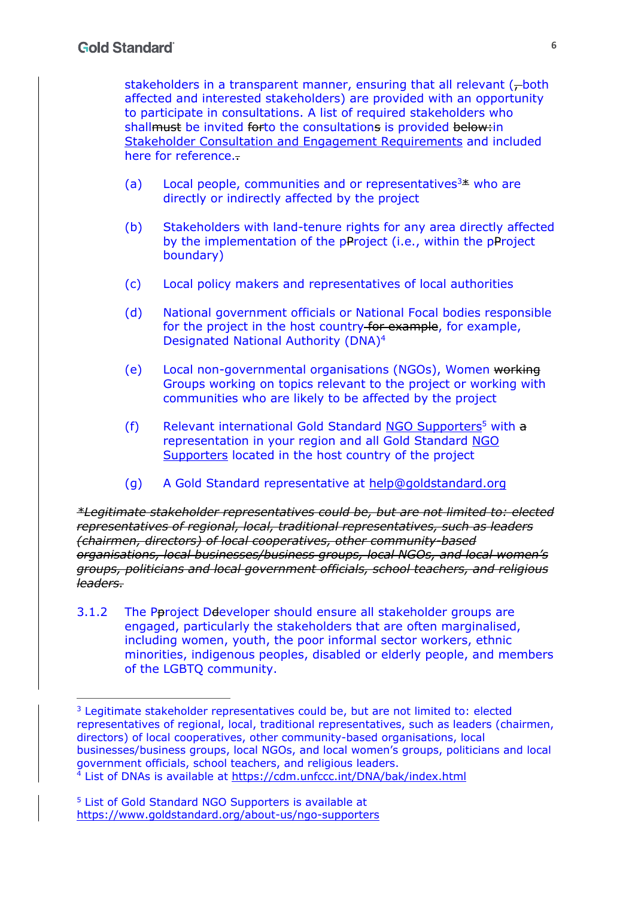stakeholders in a transparent manner, ensuring that all relevant (~~,~~both affected and interested stakeholders) are provided with an opportunity to participate in consultations. A list of required stakeholders who shall~~must~~ be invited ~~for~~to the consultation~~s~~ is provided ~~below:~~in Stakeholder Consultation and Engagement Requirements and included here for reference.~~:~~

(a) Local people, communities and or representatives[3]~~*~~ who are directly or indirectly affected by the project

(b) Stakeholders with land-tenure rights for any area directly affected by the implementation of the p~~P~~roject (i.e., within the p~~P~~roject boundary)

(c) Local policy makers and representatives of local authorities

(d) National government officials or National Focal bodies responsible for the project in the host country ~~for example~~, for example, Designated National Authority (DNA)[4]

(e) Local non-governmental organisations (NGOs), Women ~~working~~ Groups working on topics relevant to the project or working with communities who are likely to be affected by the project

(f) Relevant international Gold Standard NGO Supporters[5] with ~~a~~ representation in your region and all Gold Standard NGO Supporters located in the host country of the project

(g) A Gold Standard representative at help@goldstandard.org

~~*Legitimate stakeholder representatives could be, but are not limited to: elected representatives of regional, local, traditional representatives, such as leaders (chairmen, directors) of local cooperatives, other community-based organisations, local businesses/business groups, local NGOs, and local women's groups, politicians and local government officials, school teachers, and religious leaders.~~

3.1.2 The P~~p~~roject D~~d~~eveloper should ensure all stakeholder groups are engaged, particularly the stakeholders that are often marginalised, including women, youth, the poor informal sector workers, ethnic minorities, indigenous peoples, disabled or elderly people, and members of the LGBTQ community.

---

[3] Legitimate stakeholder representatives could be, but are not limited to: elected representatives of regional, local, traditional representatives, such as leaders (chairmen, directors) of local cooperatives, other community-based organisations, local businesses/business groups, local NGOs, and local women's groups, politicians and local government officials, school teachers, and religious leaders.

[4] List of DNAs is available at https://cdm.unfccc.int/DNA/bak/index.html

[5] List of Gold Standard NGO Supporters is available at https://www.goldstandard.org/about-us/ngo-supporters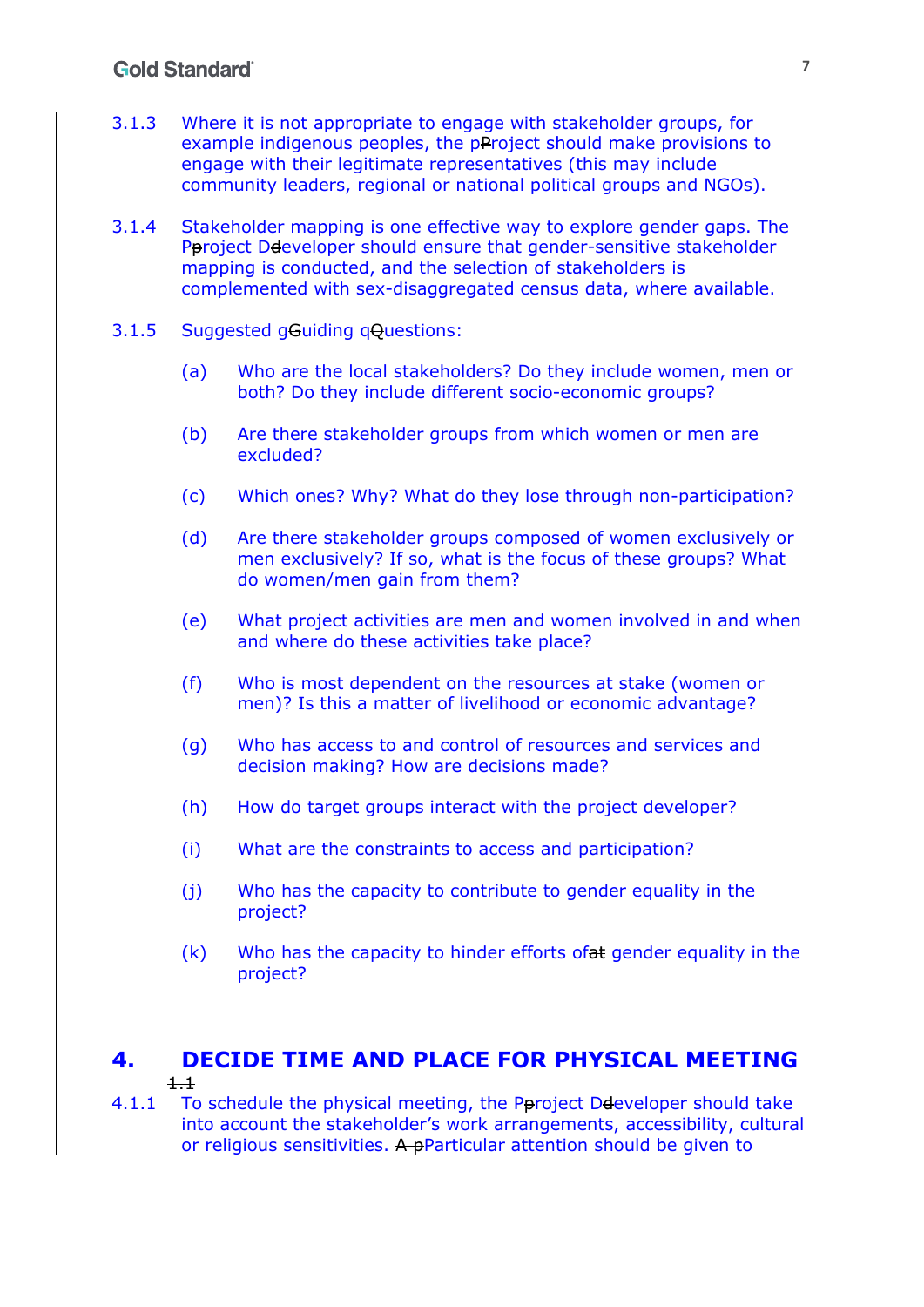3.1.3 Where it is not appropriate to engage with stakeholder groups, for example indigenous peoples, the p~~P~~roject should make provisions to engage with their legitimate representatives (this may include community leaders, regional or national political groups and NGOs).

3.1.4 Stakeholder mapping is one effective way to explore gender gaps. The P~~p~~roject D~~d~~eveloper should ensure that gender-sensitive stakeholder mapping is conducted, and the selection of stakeholders is complemented with sex-disaggregated census data, where available.

3.1.5 Suggested g~~G~~uiding q~~Q~~uestions:

(a) Who are the local stakeholders? Do they include women, men or both? Do they include different socio-economic groups?

(b) Are there stakeholder groups from which women or men are excluded?

(c) Which ones? Why? What do they lose through non-participation?

(d) Are there stakeholder groups composed of women exclusively or men exclusively? If so, what is the focus of these groups? What do women/men gain from them?

(e) What project activities are men and women involved in and when and where do these activities take place?

(f) Who is most dependent on the resources at stake (women or men)? Is this a matter of livelihood or economic advantage?

(g) Who has access to and control of resources and services and decision making? How are decisions made?

(h) How do target groups interact with the project developer?

(i) What are the constraints to access and participation?

(j) Who has the capacity to contribute to gender equality in the project?

(k) Who has the capacity to hinder efforts of~~at~~ gender equality in the project?

# 4. DECIDE TIME AND PLACE FOR PHYSICAL MEETING

~~1.1~~

4.1.1 To schedule the physical meeting, the P~~p~~roject D~~d~~eveloper should take into account the stakeholder's work arrangements, accessibility, cultural or religious sensitivities. ~~A p~~Particular attention should be given to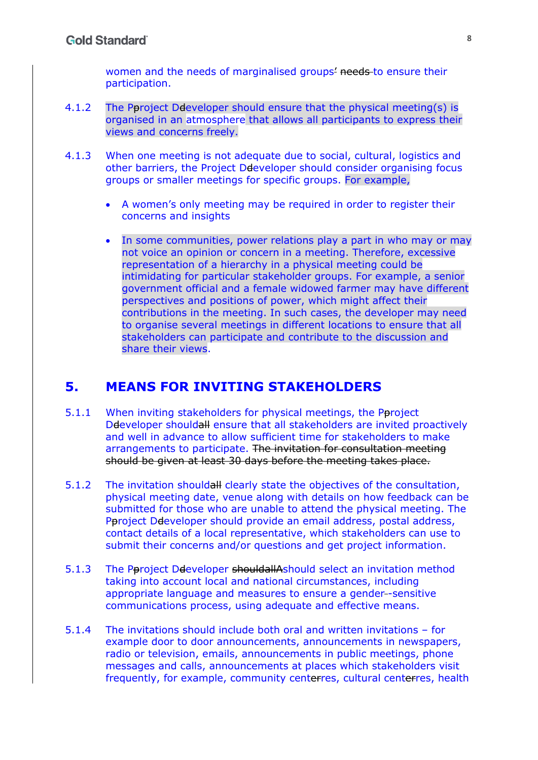women and the needs of marginalised groups~~'~~ ~~needs~~ to ensure their participation.

4.1.2 The P~~p~~roject D~~d~~eveloper should ensure that the physical meeting(s) is organised in an atmosphere that allows all participants to express their views and concerns freely.

4.1.3 When one meeting is not adequate due to social, cultural, logistics and other barriers, the Project D~~d~~eveloper should consider organising focus groups or smaller meetings for specific groups. For example,

- A women's only meeting may be required in order to register their concerns and insights
- In some communities, power relations play a part in who may or may not voice an opinion or concern in a meeting. Therefore, excessive representation of a hierarchy in a physical meeting could be intimidating for particular stakeholder groups. For example, a senior government official and a female widowed farmer may have different perspectives and positions of power, which might affect their contributions in the meeting. In such cases, the developer may need to organise several meetings in different locations to ensure that all stakeholders can participate and contribute to the discussion and share their views.

# 5. MEANS FOR INVITING STAKEHOLDERS

5.1.1 When inviting stakeholders for physical meetings, the P~~p~~roject D~~d~~eveloper should~~all~~ ensure that all stakeholders are invited proactively and well in advance to allow sufficient time for stakeholders to make arrangements to participate. ~~The invitation for consultation meeting should be given at least 30 days before the meeting takes place.~~

5.1.2 The invitation should~~all~~ clearly state the objectives of the consultation, physical meeting date, venue along with details on how feedback can be submitted for those who are unable to attend the physical meeting. The P~~p~~roject D~~d~~eveloper should provide an email address, postal address, contact details of a local representative, which stakeholders can use to submit their concerns and/or questions and get project information.

5.1.3 The P~~p~~roject D~~d~~eveloper ~~shouldallA~~should select an invitation method taking into account local and national circumstances, including appropriate language and measures to ensure a gender-~~-~~sensitive communications process, using adequate and effective means.

5.1.4 The invitations should include both oral and written invitations – for example door to door announcements, announcements in newspapers, radio or television, emails, announcements in public meetings, phone messages and calls, announcements at places which stakeholders visit frequently, for example, community cent~~er~~res, cultural cent~~er~~res, health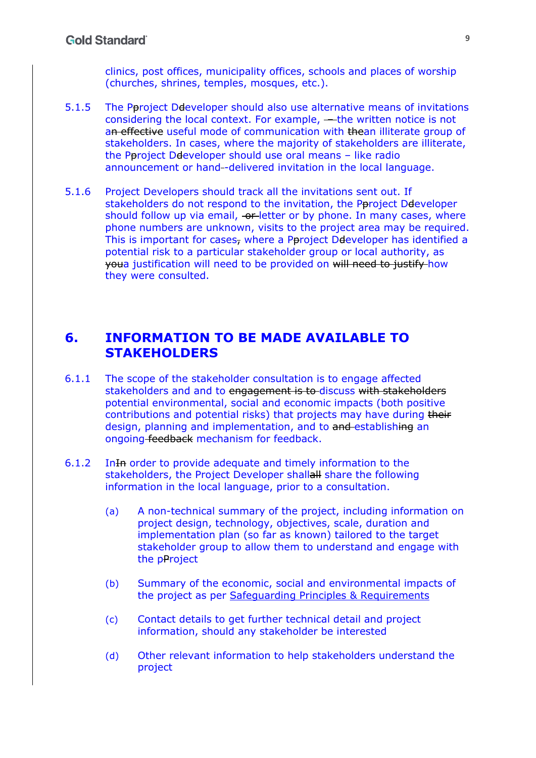clinics, post offices, municipality offices, schools and places of worship (churches, shrines, temples, mosques, etc.).

5.1.5 The P~~p~~roject D~~d~~eveloper should also use alternative means of invitations considering the local context. For example, ~~–~~the written notice is not a~~n effective~~ useful mode of communication with ~~the~~an illiterate group of stakeholders. In cases, where the majority of stakeholders are illiterate, the P~~p~~roject D~~d~~eveloper should use oral means – like radio announcement or hand-~~-~~delivered invitation in the local language.

5.1.6 Project Developers should track all the invitations sent out. If stakeholders do not respond to the invitation, the P~~p~~roject D~~d~~eveloper should follow up via email, ~~or~~ letter or by phone. In many cases, where phone numbers are unknown, visits to the project area may be required. This is important for cases~~,~~ where a P~~p~~roject D~~d~~eveloper has identified a potential risk to a particular stakeholder group or local authority, as ~~you~~a justification will need to be provided on ~~will need to justify~~ how they were consulted.

# 6. INFORMATION TO BE MADE AVAILABLE TO STAKEHOLDERS

6.1.1 The scope of the stakeholder consultation is to engage affected stakeholders and and to ~~engagement is to~~ discuss ~~with stakeholders~~ potential environmental, social and economic impacts (both positive contributions and potential risks) that projects may have during ~~their~~ design, planning and implementation, and to ~~and~~ establish~~ing~~ an ongoing ~~feedback~~ mechanism for feedback.

6.1.2 In~~In~~ order to provide adequate and timely information to the stakeholders, the Project Developer shall~~all~~ share the following information in the local language, prior to a consultation.

(a) A non-technical summary of the project, including information on project design, technology, objectives, scale, duration and implementation plan (so far as known) tailored to the target stakeholder group to allow them to understand and engage with the p~~P~~roject

(b) Summary of the economic, social and environmental impacts of the project as per Safeguarding Principles & Requirements

(c) Contact details to get further technical detail and project information, should any stakeholder be interested

(d) Other relevant information to help stakeholders understand the project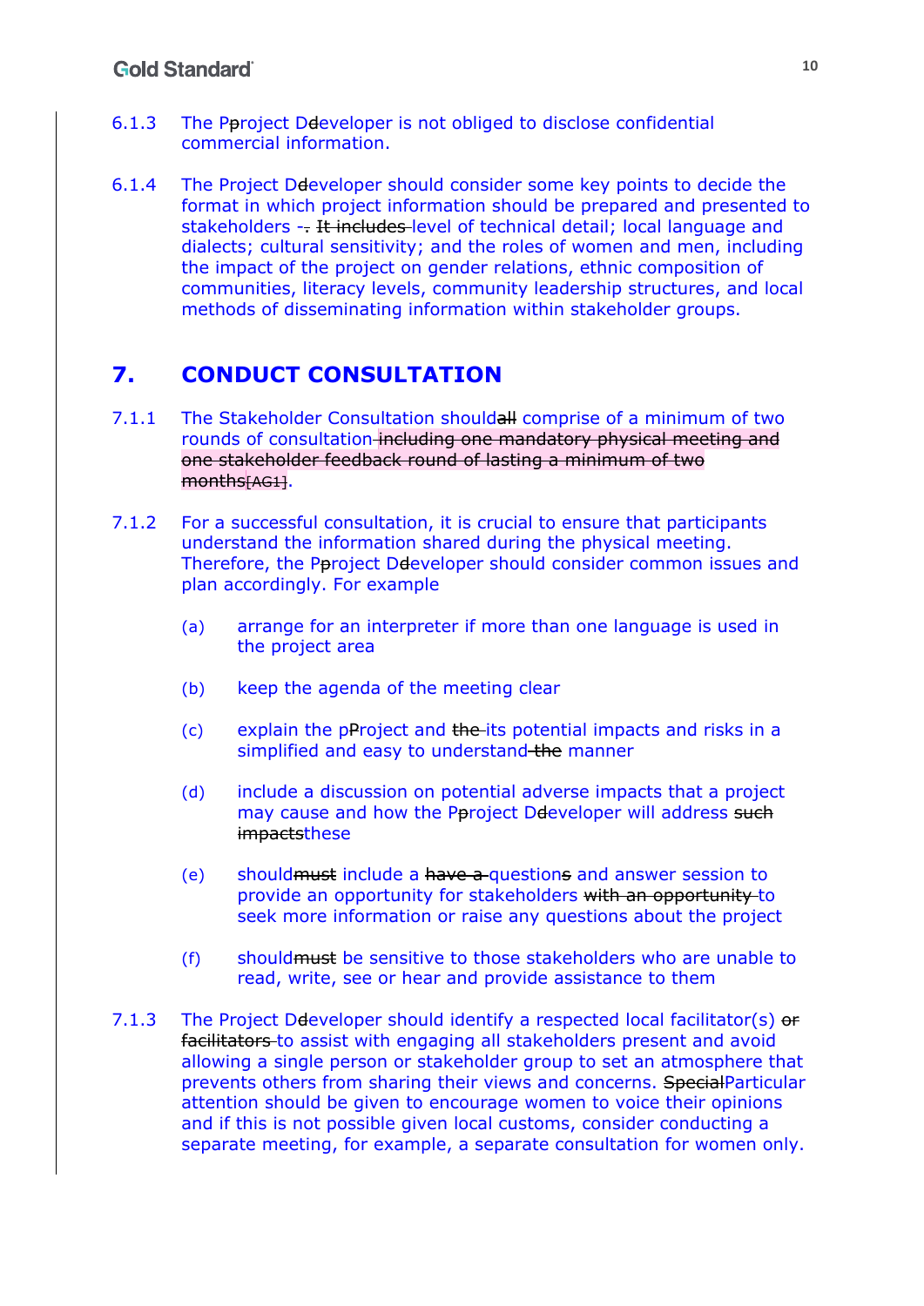6.1.3 The Pproject Ddeveloper is not obliged to disclose confidential commercial information.

6.1.4 The Project Ddeveloper should consider some key points to decide the format in which project information should be prepared and presented to stakeholders -. It includes level of technical detail; local language and dialects; cultural sensitivity; and the roles of women and men, including the impact of the project on gender relations, ethnic composition of communities, literacy levels, community leadership structures, and local methods of disseminating information within stakeholder groups.

# 7. CONDUCT CONSULTATION

7.1.1 The Stakeholder Consultation shouldall comprise of a minimum of two rounds of consultation including one mandatory physical meeting and one stakeholder feedback round of lasting a minimum of two months[AG1].

7.1.2 For a successful consultation, it is crucial to ensure that participants understand the information shared during the physical meeting. Therefore, the Pproject Ddeveloper should consider common issues and plan accordingly. For example

(a) arrange for an interpreter if more than one language is used in the project area

(b) keep the agenda of the meeting clear

(c) explain the pProject and the its potential impacts and risks in a simplified and easy to understand the manner

(d) include a discussion on potential adverse impacts that a project may cause and how the Pproject Ddeveloper will address such impactsthese

(e) shouldmust include a have a questions and answer session to provide an opportunity for stakeholders with an opportunity to seek more information or raise any questions about the project

(f) shouldmust be sensitive to those stakeholders who are unable to read, write, see or hear and provide assistance to them

7.1.3 The Project Ddeveloper should identify a respected local facilitator(s) or facilitators to assist with engaging all stakeholders present and avoid allowing a single person or stakeholder group to set an atmosphere that prevents others from sharing their views and concerns. SpecialParticular attention should be given to encourage women to voice their opinions and if this is not possible given local customs, consider conducting a separate meeting, for example, a separate consultation for women only.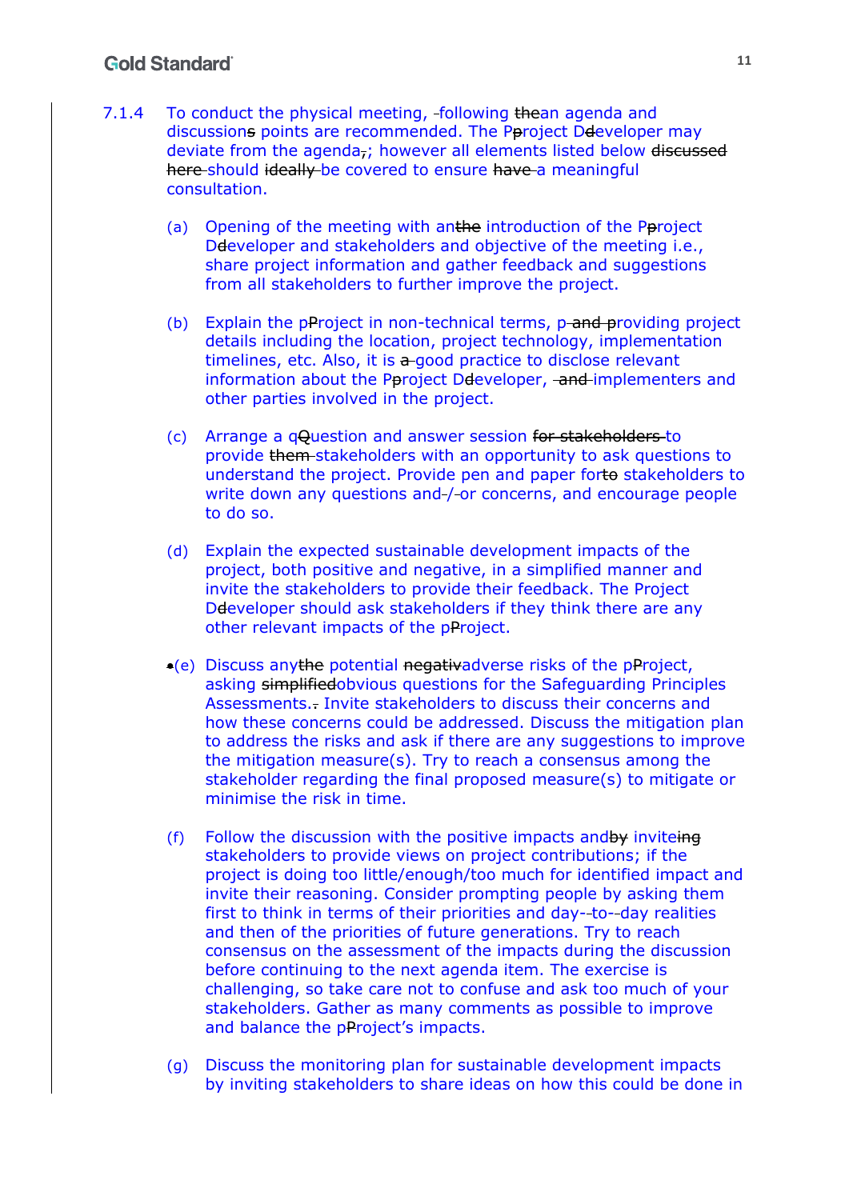7.1.4 To conduct the physical meeting, following ~~the~~an agenda and discussion~~s~~ points are recommended. The P~~p~~roject D~~d~~eveloper may deviate from the agenda~~,~~; however all elements listed below ~~discussed here~~ should ~~ideally~~ be covered to ensure ~~have~~ a meaningful consultation.

(a) Opening of the meeting with an~~the~~ introduction of the P~~p~~roject D~~d~~eveloper and stakeholders and objective of the meeting i.e., share project information and gather feedback and suggestions from all stakeholders to further improve the project.

(b) Explain the p~~P~~roject in non-technical terms, p~~ and p~~roviding project details including the location, project technology, implementation timelines, etc. Also, it is ~~a~~ good practice to disclose relevant information about the P~~p~~roject D~~d~~eveloper, ~~and~~ implementers and other parties involved in the project.

(c) Arrange a q~~Q~~uestion and answer session ~~for stakeholders~~ to provide ~~them~~ stakeholders with an opportunity to ask questions to understand the project. Provide pen and paper for~~to~~ stakeholders to write down any questions and/or concerns, and encourage people to do so.

(d) Explain the expected sustainable development impacts of the project, both positive and negative, in a simplified manner and invite the stakeholders to provide their feedback. The Project D~~d~~eveloper should ask stakeholders if they think there are any other relevant impacts of the p~~P~~roject.

(e) Discuss any~~the~~ potential ~~negativ~~adverse risks of the p~~P~~roject, asking ~~simplified~~obvious questions for the Safeguarding Principles Assessments.~~.~~ Invite stakeholders to discuss their concerns and how these concerns could be addressed. Discuss the mitigation plan to address the risks and ask if there are any suggestions to improve the mitigation measure(s). Try to reach a consensus among the stakeholder regarding the final proposed measure(s) to mitigate or minimise the risk in time.

(f) Follow the discussion with the positive impacts and~~by~~ invite~~ing~~ stakeholders to provide views on project contributions; if the project is doing too little/enough/too much for identified impact and invite their reasoning. Consider prompting people by asking them first to think in terms of their priorities and day-to-day realities and then of the priorities of future generations. Try to reach consensus on the assessment of the impacts during the discussion before continuing to the next agenda item. The exercise is challenging, so take care not to confuse and ask too much of your stakeholders. Gather as many comments as possible to improve and balance the p~~P~~roject's impacts.

(g) Discuss the monitoring plan for sustainable development impacts by inviting stakeholders to share ideas on how this could be done in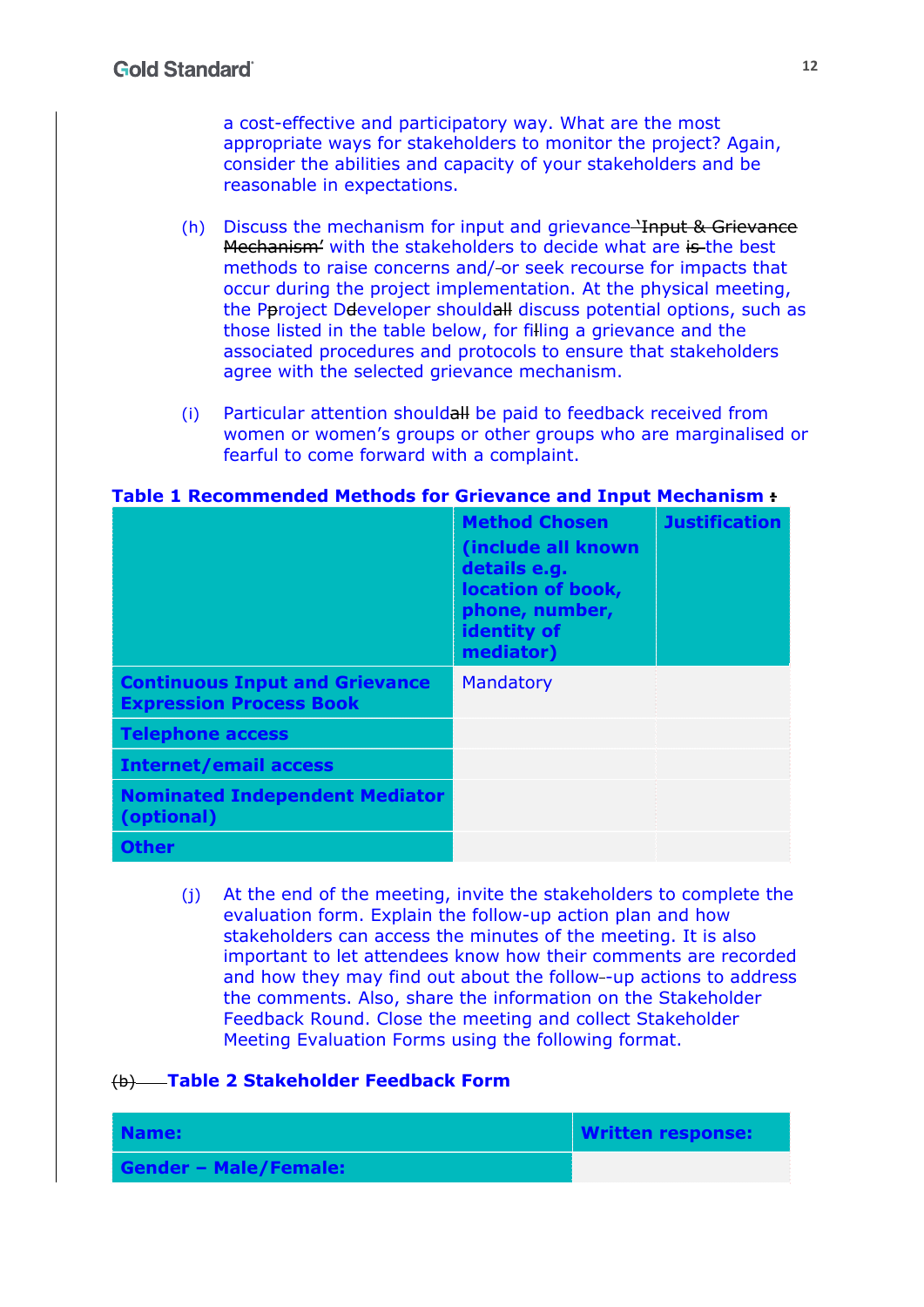a cost-effective and participatory way. What are the most appropriate ways for stakeholders to monitor the project? Again, consider the abilities and capacity of your stakeholders and be reasonable in expectations.

(h) Discuss the mechanism for input and grievance with the stakeholders to decide what are the best methods to raise concerns and/or seek recourse for impacts that occur during the project implementation. At the physical meeting, the Project Developer should discuss potential options, such as those listed in the table below, for filing a grievance and the associated procedures and protocols to ensure that stakeholders agree with the selected grievance mechanism.

(i) Particular attention should be paid to feedback received from women or women's groups or other groups who are marginalised or fearful to come forward with a complaint.

**Table 1 Recommended Methods for Grievance and Input Mechanism**

| | **Method Chosen (include all known details e.g. location of book, phone, number, identity of mediator)** | **Justification** |
|---|---|---|
| **Continuous Input and Grievance Expression Process Book** | Mandatory | |
| **Telephone access** | | |
| **Internet/email access** | | |
| **Nominated Independent Mediator (optional)** | | |
| **Other** | | |

(j) At the end of the meeting, invite the stakeholders to complete the evaluation form. Explain the follow-up action plan and how stakeholders can access the minutes of the meeting. It is also important to let attendees know how their comments are recorded and how they may find out about the follow-up actions to address the comments. Also, share the information on the Stakeholder Feedback Round. Close the meeting and collect Stakeholder Meeting Evaluation Forms using the following format.

**Table 2 Stakeholder Feedback Form**

| **Name:** | **Written response:** |
|---|---|
| **Gender – Male/Female:** | |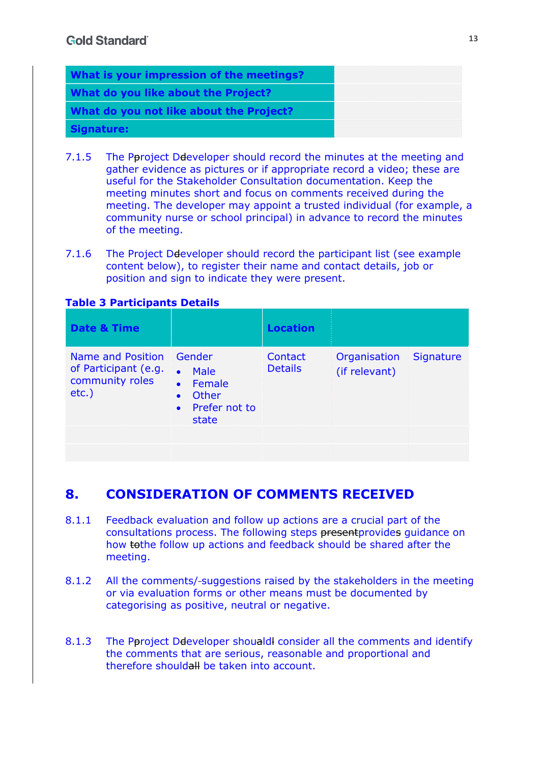| What is your impression of the meetings? | |
| --- | --- |
| **What do you like about the Project?** | |
| **What do you not like about the Project?** | |
| **Signature:** | |

7.1.5 The P~~p~~roject D~~d~~eveloper should record the minutes at the meeting and gather evidence as pictures or if appropriate record a video; these are useful for the Stakeholder Consultation documentation. Keep the meeting minutes short and focus on comments received during the meeting. The developer may appoint a trusted individual (for example, a community nurse or school principal) in advance to record the minutes of the meeting.

7.1.6 The Project D~~d~~eveloper should record the participant list (see example content below), to register their name and contact details, job or position and sign to indicate they were present.

**Table 3 Participants Details**

| Date & Time | | Location | | |
| --- | --- | --- | --- | --- |
| Name and Position of Participant (e.g. community roles etc.) | Gender<br>• Male<br>• Female<br>• Other<br>• Prefer not to state | Contact Details | Organisation (if relevant) | Signature |
| | | | | |
| | | | | |

## 8. CONSIDERATION OF COMMENTS RECEIVED

8.1.1 Feedback evaluation and follow up actions are a crucial part of the consultations process. The following steps ~~present~~provide~~s~~ guidance on how ~~to~~the follow up actions and feedback should be shared after the meeting.

8.1.2 All the comments/~~-~~suggestions raised by the stakeholders in the meeting or via evaluation forms or other means must be documented by categorising as positive, neutral or negative.

8.1.3 The P~~p~~roject D~~d~~eveloper shou~~a~~ld~~l~~ consider all the comments and identify the comments that are serious, reasonable and proportional and therefore should~~all~~ be taken into account.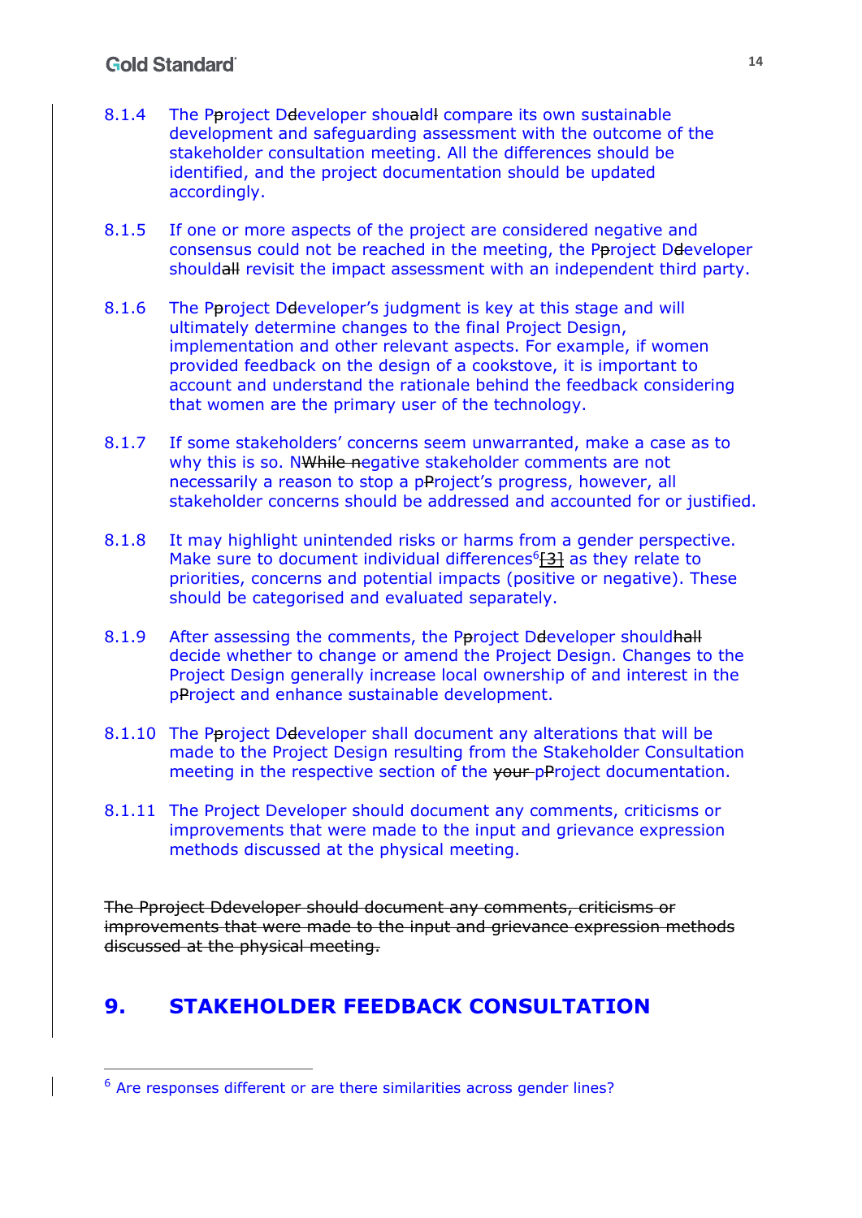8.1.4 The P~~p~~roject D~~d~~eveloper shou~~a~~ld~~l~~ compare its own sustainable development and safeguarding assessment with the outcome of the stakeholder consultation meeting. All the differences should be identified, and the project documentation should be updated accordingly.

8.1.5 If one or more aspects of the project are considered negative and consensus could not be reached in the meeting, the P~~p~~roject D~~d~~eveloper should~~all~~ revisit the impact assessment with an independent third party.

8.1.6 The P~~p~~roject D~~d~~eveloper's judgment is key at this stage and will ultimately determine changes to the final Project Design, implementation and other relevant aspects. For example, if women provided feedback on the design of a cookstove, it is important to account and understand the rationale behind the feedback considering that women are the primary user of the technology.

8.1.7 If some stakeholders' concerns seem unwarranted, make a case as to why this is so. N~~While n~~egative stakeholder comments are not necessarily a reason to stop a p~~P~~roject's progress, however, all stakeholder concerns should be addressed and accounted for or justified.

8.1.8 It may highlight unintended risks or harms from a gender perspective. Make sure to document individual differences[6]~~[3]~~ as they relate to priorities, concerns and potential impacts (positive or negative). These should be categorised and evaluated separately.

8.1.9 After assessing the comments, the P~~p~~roject D~~d~~eveloper should~~hall~~ decide whether to change or amend the Project Design. Changes to the Project Design generally increase local ownership of and interest in the p~~P~~roject and enhance sustainable development.

8.1.10 The P~~p~~roject D~~d~~eveloper shall document any alterations that will be made to the Project Design resulting from the Stakeholder Consultation meeting in the respective section of the ~~your~~ p~~P~~roject documentation.

8.1.11 The Project Developer should document any comments, criticisms or improvements that were made to the input and grievance expression methods discussed at the physical meeting.

~~The Pproject Ddeveloper should document any comments, criticisms or improvements that were made to the input and grievance expression methods discussed at the physical meeting.~~

# 9. STAKEHOLDER FEEDBACK CONSULTATION

[6] Are responses different or are there similarities across gender lines?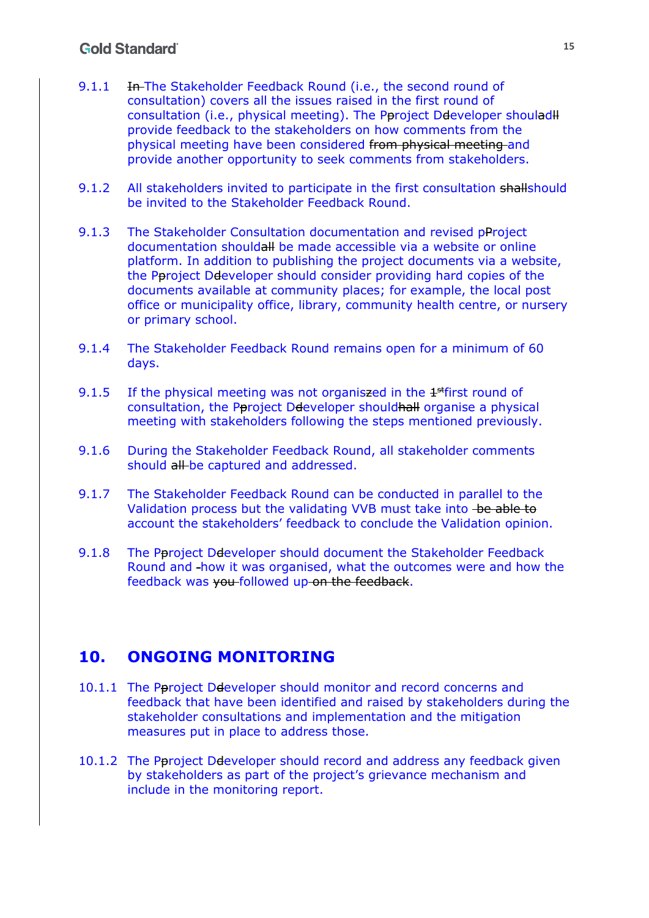9.1.1 ~~In~~ The Stakeholder Feedback Round (i.e., the second round of consultation) covers all the issues raised in the first round of consultation (i.e., physical meeting). The P~~p~~roject D~~d~~eveloper shoul~~a~~d~~ll~~ provide feedback to the stakeholders on how comments from the physical meeting have been considered ~~from physical meeting~~ and provide another opportunity to seek comments from stakeholders.

9.1.2 All stakeholders invited to participate in the first consultation ~~shall~~should be invited to the Stakeholder Feedback Round.

9.1.3 The Stakeholder Consultation documentation and revised p~~P~~roject documentation should~~all~~ be made accessible via a website or online platform. In addition to publishing the project documents via a website, the P~~p~~roject D~~d~~eveloper should consider providing hard copies of the documents available at community places; for example, the local post office or municipality office, library, community health centre, or nursery or primary school.

9.1.4 The Stakeholder Feedback Round remains open for a minimum of 60 days.

9.1.5 If the physical meeting was not organis~~z~~ed in the ~~1st~~first round of consultation, the P~~p~~roject D~~d~~eveloper should~~hall~~ organise a physical meeting with stakeholders following the steps mentioned previously.

9.1.6 During the Stakeholder Feedback Round, all stakeholder comments should ~~all~~ be captured and addressed.

9.1.7 The Stakeholder Feedback Round can be conducted in parallel to the Validation process but the validating VVB must take into ~~be able to~~ account the stakeholders' feedback to conclude the Validation opinion.

9.1.8 The P~~p~~roject D~~d~~eveloper should document the Stakeholder Feedback Round and ~~-~~how it was organised, what the outcomes were and how the feedback was ~~you~~ followed up ~~on the feedback~~.

# 10. ONGOING MONITORING

10.1.1 The P~~p~~roject D~~d~~eveloper should monitor and record concerns and feedback that have been identified and raised by stakeholders during the stakeholder consultations and implementation and the mitigation measures put in place to address those.

10.1.2 The P~~p~~roject D~~d~~eveloper should record and address any feedback given by stakeholders as part of the project's grievance mechanism and include in the monitoring report.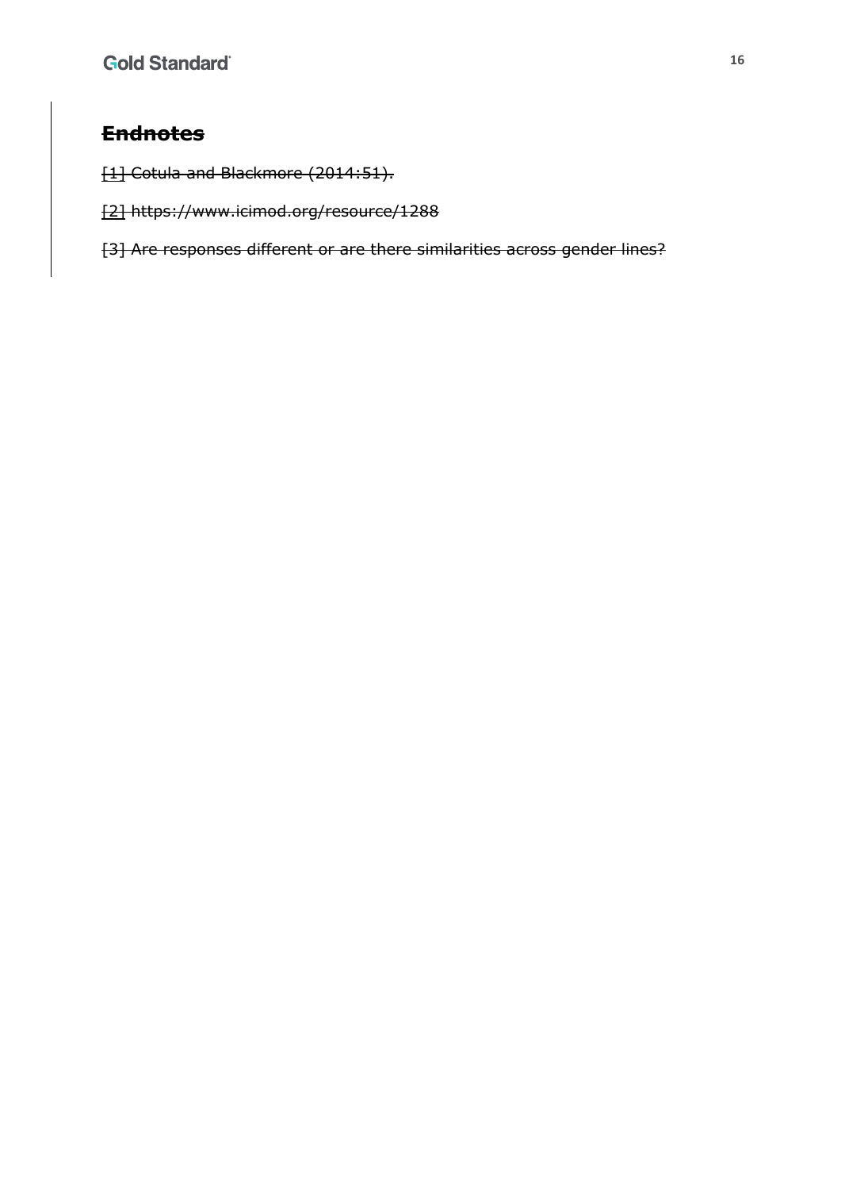## Endnotes

[1] Cotula and Blackmore (2014:51).

[2] https://www.icimod.org/resource/1288

[3] Are responses different or are there similarities across gender lines?